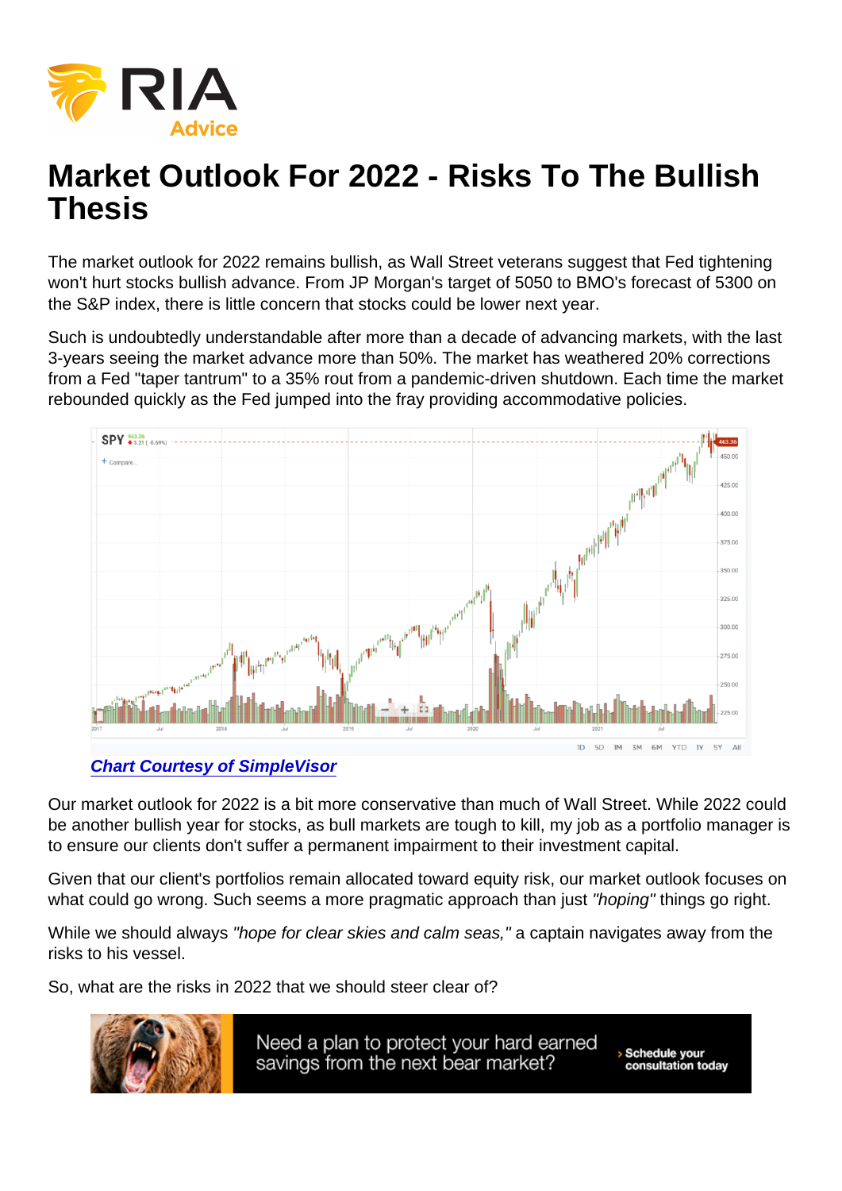# Market Outlook For 2022 - Risks To The Bullish Thesis

The market outlook for 2022 remains bullish, as Wall Street veterans suggest that Fed tightening won't hurt stocks bullish advance. From JP Morgan's target of 5050 to BMO's forecast of 5300 on the S&P index, there is little concern that stocks could be lower next year.

Such is undoubtedly understandable after more than a decade of advancing markets, with the last 3-years seeing the market advance more than 50%. The market has weathered 20% corrections from a Fed "taper tantrum" to a 35% rout from a pandemic-driven shutdown. Each time the market rebounded quickly as the Fed jumped into the fray providing accommodative policies.

*Chart Courtesy of SimpleVisor*

Our market outlook for 2022 is a bit more conservative than much of Wall Street. While 2022 could be another bullish year for stocks, as bull markets are tough to kill, my job as a portfolio manager is to ensure our clients don't suffer a permanent impairment to their investment capital.

Given that our client's portfolios remain allocated toward equity risk, our market outlook focuses on what could go wrong. Such seems a more pragmatic approach than just *"hoping"* things go right.

While we should always *"hope for clear skies and calm seas,"* a captain navigates away from the risks to his vessel.

So, what are the risks in 2022 that we should steer clear of?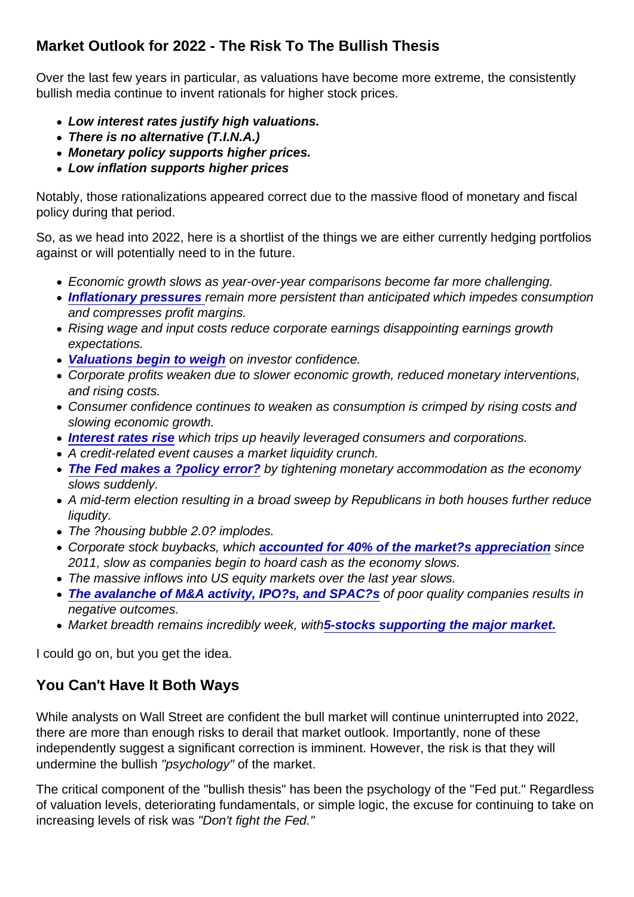## Market Outlook for 2022 - The Risk To The Bullish Thesis

Over the last few years in particular, as valuations have become more extreme, the consistently bullish media continue to invent rationals for higher stock prices.

- ***Low interest rates justify high valuations.***
- ***There is no alternative (T.I.N.A.)***
- ***Monetary policy supports higher prices.***
- ***Low inflation supports higher prices***

Notably, those rationalizations appeared correct due to the massive flood of monetary and fiscal policy during that period.

So, as we head into 2022, here is a shortlist of the things we are either currently hedging portfolios against or will potentially need to in the future.

- *Economic growth slows as year-over-year comparisons become far more challenging.*
- ***Inflationary pressures*** *remain more persistent than anticipated which impedes consumption and compresses profit margins.*
- *Rising wage and input costs reduce corporate earnings disappointing earnings growth expectations.*
- ***Valuations begin to weigh*** *on investor confidence.*
- *Corporate profits weaken due to slower economic growth, reduced monetary interventions, and rising costs.*
- *Consumer confidence continues to weaken as consumption is crimped by rising costs and slowing economic growth.*
- ***Interest rates rise*** *which trips up heavily leveraged consumers and corporations.*
- *A credit-related event causes a market liquidity crunch.*
- ***The Fed makes a ?policy error?*** *by tightening monetary accommodation as the economy slows suddenly.*
- *A mid-term election resulting in a broad sweep by Republicans in both houses further reduce liqudity.*
- *The ?housing bubble 2.0? implodes.*
- *Corporate stock buybacks, which* ***accounted for 40% of the market?s appreciation*** *since 2011, slow as companies begin to hoard cash as the economy slows.*
- *The massive inflows into US equity markets over the last year slows.*
- ***The avalanche of M&A activity, IPO?s, and SPAC?s*** *of poor quality companies results in negative outcomes.*
- *Market breadth remains incredibly week, with* ***5-stocks supporting the major market.***

I could go on, but you get the idea.

## You Can't Have It Both Ways

While analysts on Wall Street are confident the bull market will continue uninterrupted into 2022, there are more than enough risks to derail that market outlook. Importantly, none of these independently suggest a significant correction is imminent. However, the risk is that they will undermine the bullish *"psychology"* of the market.

The critical component of the "bullish thesis" has been the psychology of the "Fed put." Regardless of valuation levels, deteriorating fundamentals, or simple logic, the excuse for continuing to take on increasing levels of risk was *"Don't fight the Fed."*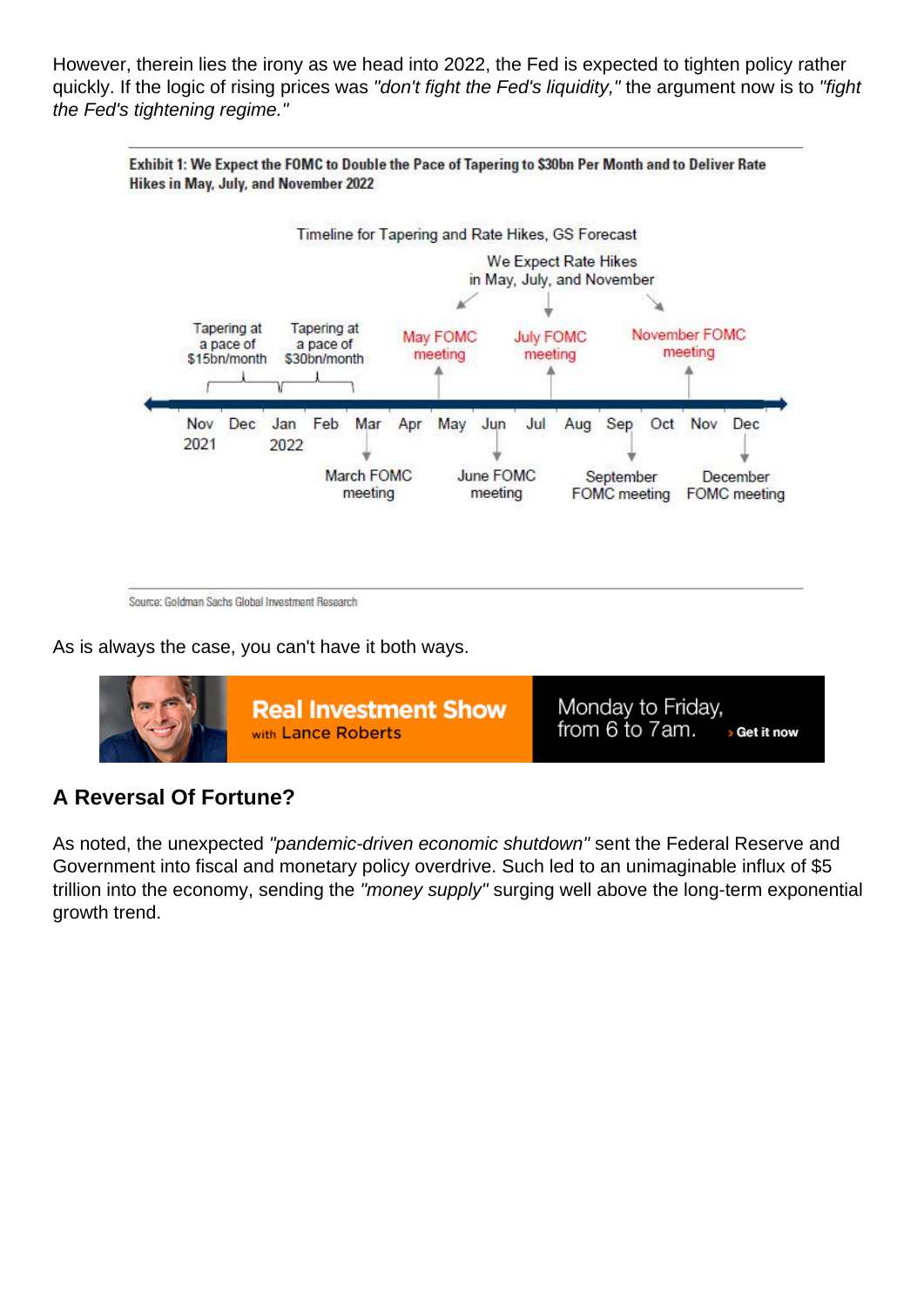However, therein lies the irony as we head into 2022, the Fed is expected to tighten policy rather quickly. If the logic of rising prices was *"don't fight the Fed's liquidity,"* the argument now is to *"fight the Fed's tightening regime."*

**Exhibit 1: We Expect the FOMC to Double the Pace of Tapering to $30bn Per Month and to Deliver Rate Hikes in May, July, and November 2022**

Timeline for Tapering and Rate Hikes, GS Forecast

We Expect Rate Hikes in May, July, and November

Tapering at a pace of $15bn/month | Tapering at a pace of $30bn/month | May FOMC meeting | July FOMC meeting | November FOMC meeting

Nov 2021 | Dec | Jan 2022 | Feb | Mar | Apr | May | Jun | Jul | Aug | Sep | Oct | Nov | Dec

March FOMC meeting | June FOMC meeting | September FOMC meeting | December FOMC meeting

Source: Goldman Sachs Global Investment Research

As is always the case, you can't have it both ways.

**Real Investment Show** with Lance Roberts — Monday to Friday, from 6 to 7am. › Get it now

## A Reversal Of Fortune?

As noted, the unexpected *"pandemic-driven economic shutdown"* sent the Federal Reserve and Government into fiscal and monetary policy overdrive. Such led to an unimaginable influx of $5 trillion into the economy, sending the *"money supply"* surging well above the long-term exponential growth trend.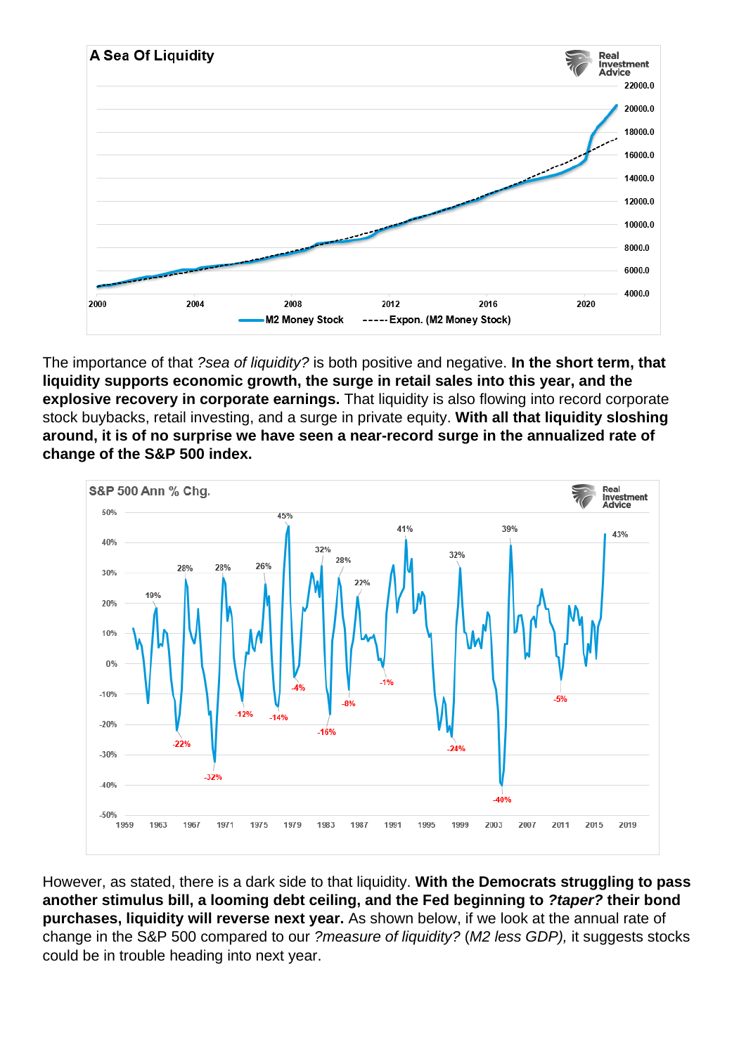The importance of that ?sea of liquidity? is both positive and negative. **In the short term, that liquidity supports economic growth, the surge in retail sales into this year, and the explosive recovery in corporate earnings.** That liquidity is also flowing into record corporate stock buybacks, retail investing, and a surge in private equity. **With all that liquidity sloshing around, it is of no surprise we have seen a near-record surge in the annualized rate of change of the S&P 500 index.**

However, as stated, there is a dark side to that liquidity. **With the Democrats struggling to pass another stimulus bill, a looming debt ceiling, and the Fed beginning to *?taper?* their bond purchases, liquidity will reverse next year.** As shown below, if we look at the annual rate of change in the S&P 500 compared to our *?measure of liquidity?* (*M2 less GDP),* it suggests stocks could be in trouble heading into next year.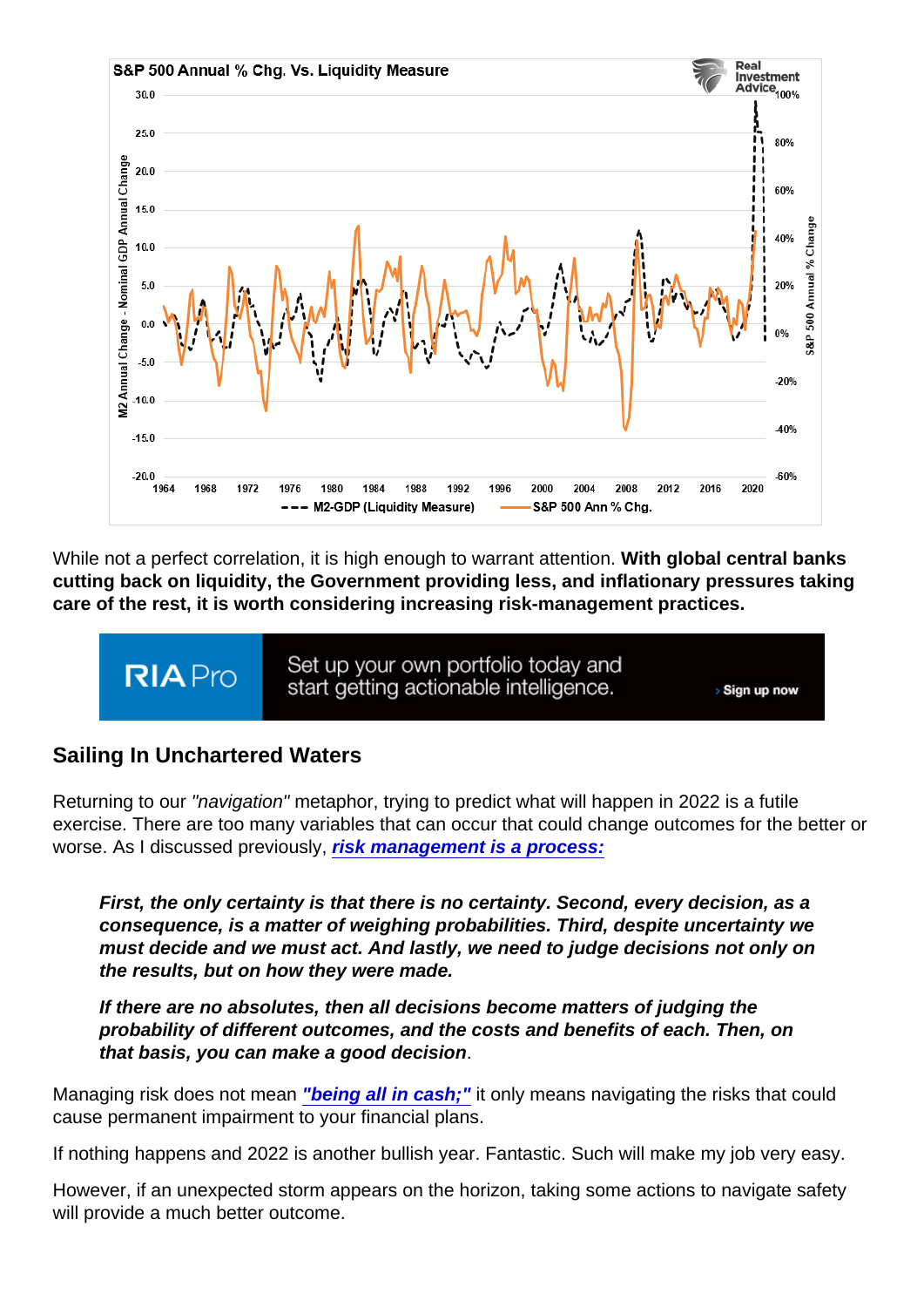While not a perfect correlation, it is high enough to warrant attention. **With global central banks cutting back on liquidity, the Government providing less, and inflationary pressures taking care of the rest, it is worth considering increasing risk-management practices.**

## Sailing In Unchartered Waters

Returning to our *"navigation"* metaphor, trying to predict what will happen in 2022 is a futile exercise. There are too many variables that can occur that could change outcomes for the better or worse. As I discussed previously, ***risk management is a process:***

> ***First, the only certainty is that there is no certainty. Second, every decision, as a consequence, is a matter of weighing probabilities. Third, despite uncertainty we must decide and we must act. And lastly, we need to judge decisions not only on the results, but on how they were made.***
>
> ***If there are no absolutes, then all decisions become matters of judging the probability of different outcomes, and the costs and benefits of each. Then, on that basis, you can make a good decision***.

Managing risk does not mean ***"being all in cash;"*** it only means navigating the risks that could cause permanent impairment to your financial plans.

If nothing happens and 2022 is another bullish year. Fantastic. Such will make my job very easy.

However, if an unexpected storm appears on the horizon, taking some actions to navigate safety will provide a much better outcome.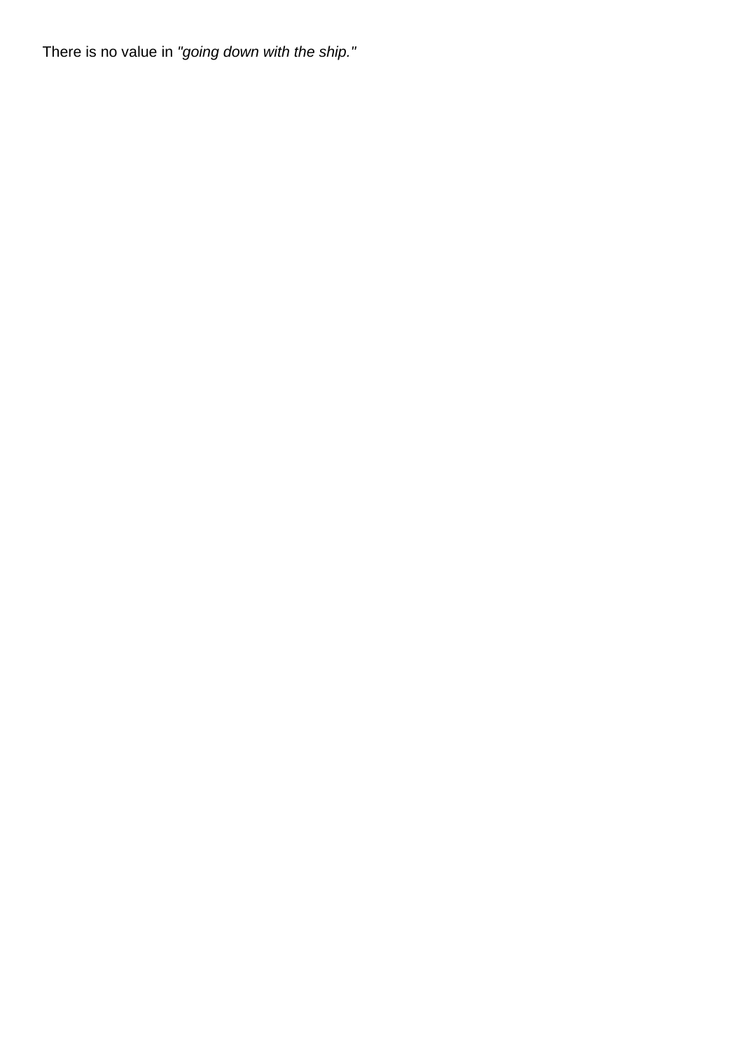There is no value in *"going down with the ship."*